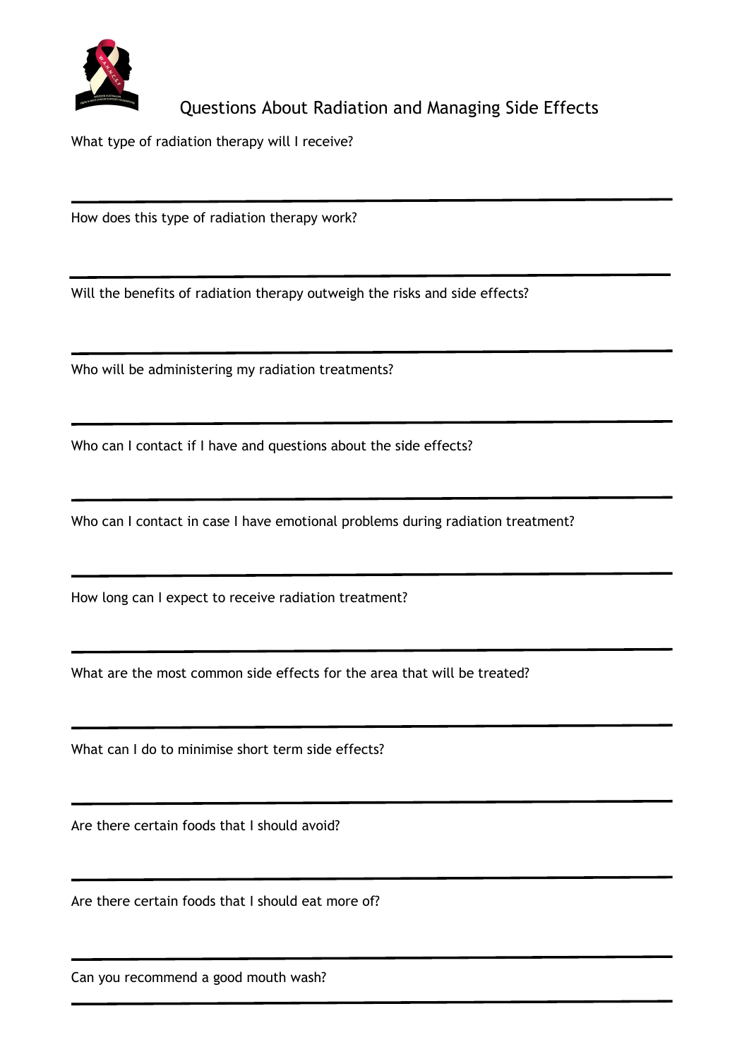# Questions About Radiation and Managing Side Effects

What type of radiation therapy will I receive?

---

How does this type of radiation therapy work?

---

Will the benefits of radiation therapy outweigh the risks and side effects?

---

Who will be administering my radiation treatments?

---

Who can I contact if I have and questions about the side effects?

---

Who can I contact in case I have emotional problems during radiation treatment?

---

How long can I expect to receive radiation treatment?

---

What are the most common side effects for the area that will be treated?

---

What can I do to minimise short term side effects?

---

Are there certain foods that I should avoid?

---

Are there certain foods that I should eat more of?

---

Can you recommend a good mouth wash?

---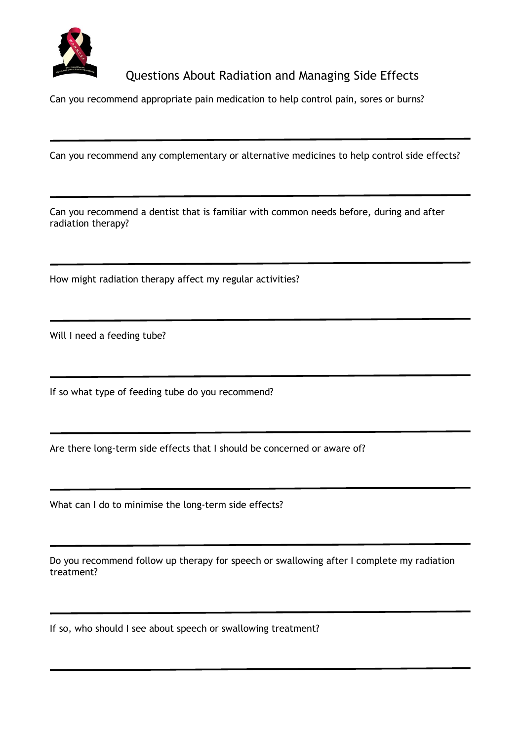## Questions About Radiation and Managing Side Effects

Can you recommend appropriate pain medication to help control pain, sores or burns?

---

Can you recommend any complementary or alternative medicines to help control side effects?

---

Can you recommend a dentist that is familiar with common needs before, during and after radiation therapy?

---

How might radiation therapy affect my regular activities?

---

Will I need a feeding tube?

---

If so what type of feeding tube do you recommend?

---

Are there long-term side effects that I should be concerned or aware of?

---

What can I do to minimise the long-term side effects?

---

Do you recommend follow up therapy for speech or swallowing after I complete my radiation treatment?

---

If so, who should I see about speech or swallowing treatment?

---